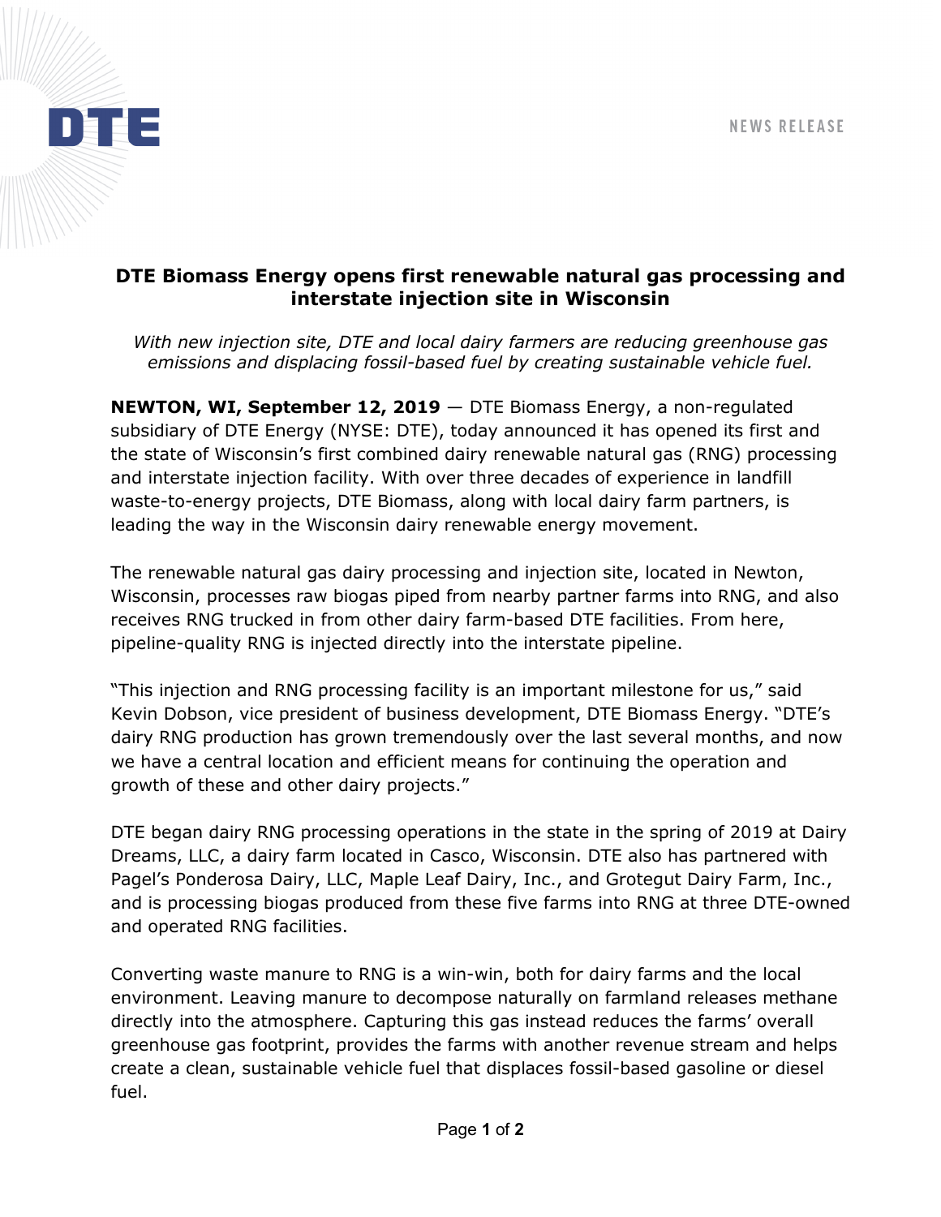DTE

NEWS RELEASE

# DTE Biomass Energy opens first renewable natural gas processing and interstate injection site in Wisconsin

*With new injection site, DTE and local dairy farmers are reducing greenhouse gas emissions and displacing fossil-based fuel by creating sustainable vehicle fuel.*

**NEWTON, WI, September 12, 2019** — DTE Biomass Energy, a non-regulated subsidiary of DTE Energy (NYSE: DTE), today announced it has opened its first and the state of Wisconsin's first combined dairy renewable natural gas (RNG) processing and interstate injection facility. With over three decades of experience in landfill waste-to-energy projects, DTE Biomass, along with local dairy farm partners, is leading the way in the Wisconsin dairy renewable energy movement.

The renewable natural gas dairy processing and injection site, located in Newton, Wisconsin, processes raw biogas piped from nearby partner farms into RNG, and also receives RNG trucked in from other dairy farm-based DTE facilities. From here, pipeline-quality RNG is injected directly into the interstate pipeline.

"This injection and RNG processing facility is an important milestone for us," said Kevin Dobson, vice president of business development, DTE Biomass Energy. "DTE's dairy RNG production has grown tremendously over the last several months, and now we have a central location and efficient means for continuing the operation and growth of these and other dairy projects."

DTE began dairy RNG processing operations in the state in the spring of 2019 at Dairy Dreams, LLC, a dairy farm located in Casco, Wisconsin. DTE also has partnered with Pagel's Ponderosa Dairy, LLC, Maple Leaf Dairy, Inc., and Grotegut Dairy Farm, Inc., and is processing biogas produced from these five farms into RNG at three DTE-owned and operated RNG facilities.

Converting waste manure to RNG is a win-win, both for dairy farms and the local environment. Leaving manure to decompose naturally on farmland releases methane directly into the atmosphere. Capturing this gas instead reduces the farms' overall greenhouse gas footprint, provides the farms with another revenue stream and helps create a clean, sustainable vehicle fuel that displaces fossil-based gasoline or diesel fuel.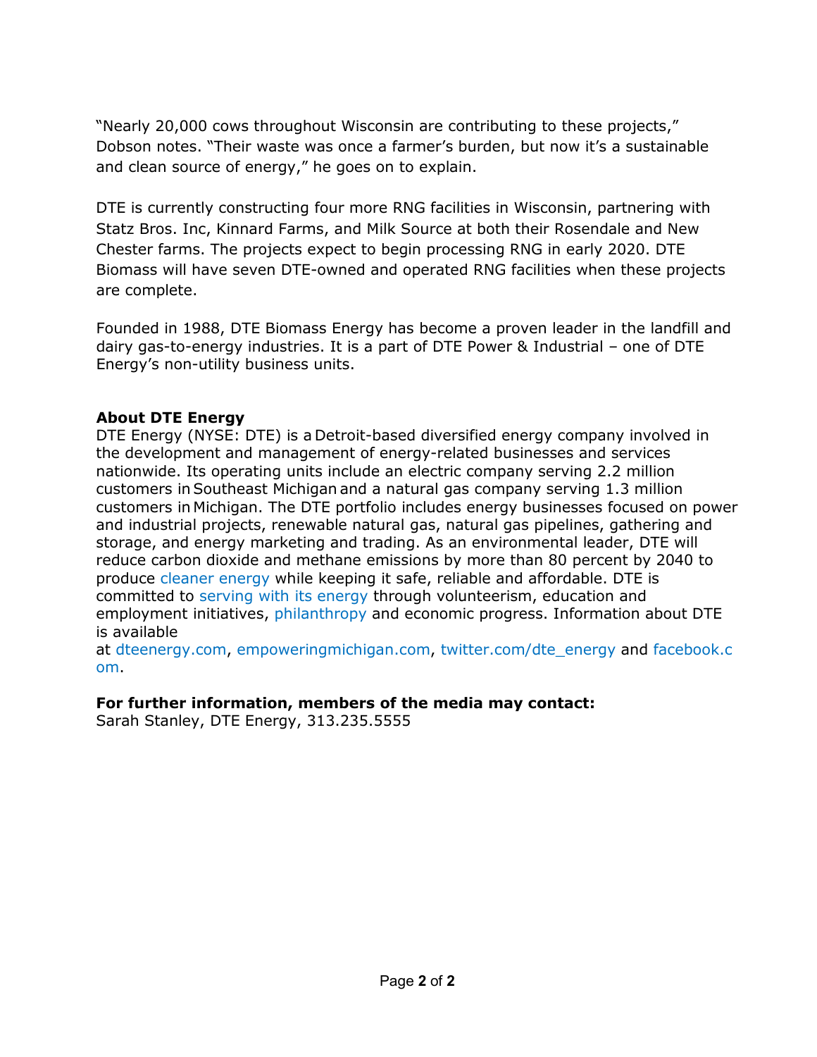"Nearly 20,000 cows throughout Wisconsin are contributing to these projects," Dobson notes. "Their waste was once a farmer's burden, but now it's a sustainable and clean source of energy," he goes on to explain.

DTE is currently constructing four more RNG facilities in Wisconsin, partnering with Statz Bros. Inc, Kinnard Farms, and Milk Source at both their Rosendale and New Chester farms. The projects expect to begin processing RNG in early 2020. DTE Biomass will have seven DTE-owned and operated RNG facilities when these projects are complete.

Founded in 1988, DTE Biomass Energy has become a proven leader in the landfill and dairy gas-to-energy industries. It is a part of DTE Power & Industrial – one of DTE Energy's non-utility business units.

**About DTE Energy**
DTE Energy (NYSE: DTE) is a Detroit-based diversified energy company involved in the development and management of energy-related businesses and services nationwide. Its operating units include an electric company serving 2.2 million customers in Southeast Michigan and a natural gas company serving 1.3 million customers in Michigan. The DTE portfolio includes energy businesses focused on power and industrial projects, renewable natural gas, natural gas pipelines, gathering and storage, and energy marketing and trading. As an environmental leader, DTE will reduce carbon dioxide and methane emissions by more than 80 percent by 2040 to produce cleaner energy while keeping it safe, reliable and affordable. DTE is committed to serving with its energy through volunteerism, education and employment initiatives, philanthropy and economic progress. Information about DTE is available at dteenergy.com, empoweringmichigan.com, twitter.com/dte_energy and facebook.com.

**For further information, members of the media may contact:**
Sarah Stanley, DTE Energy, 313.235.5555